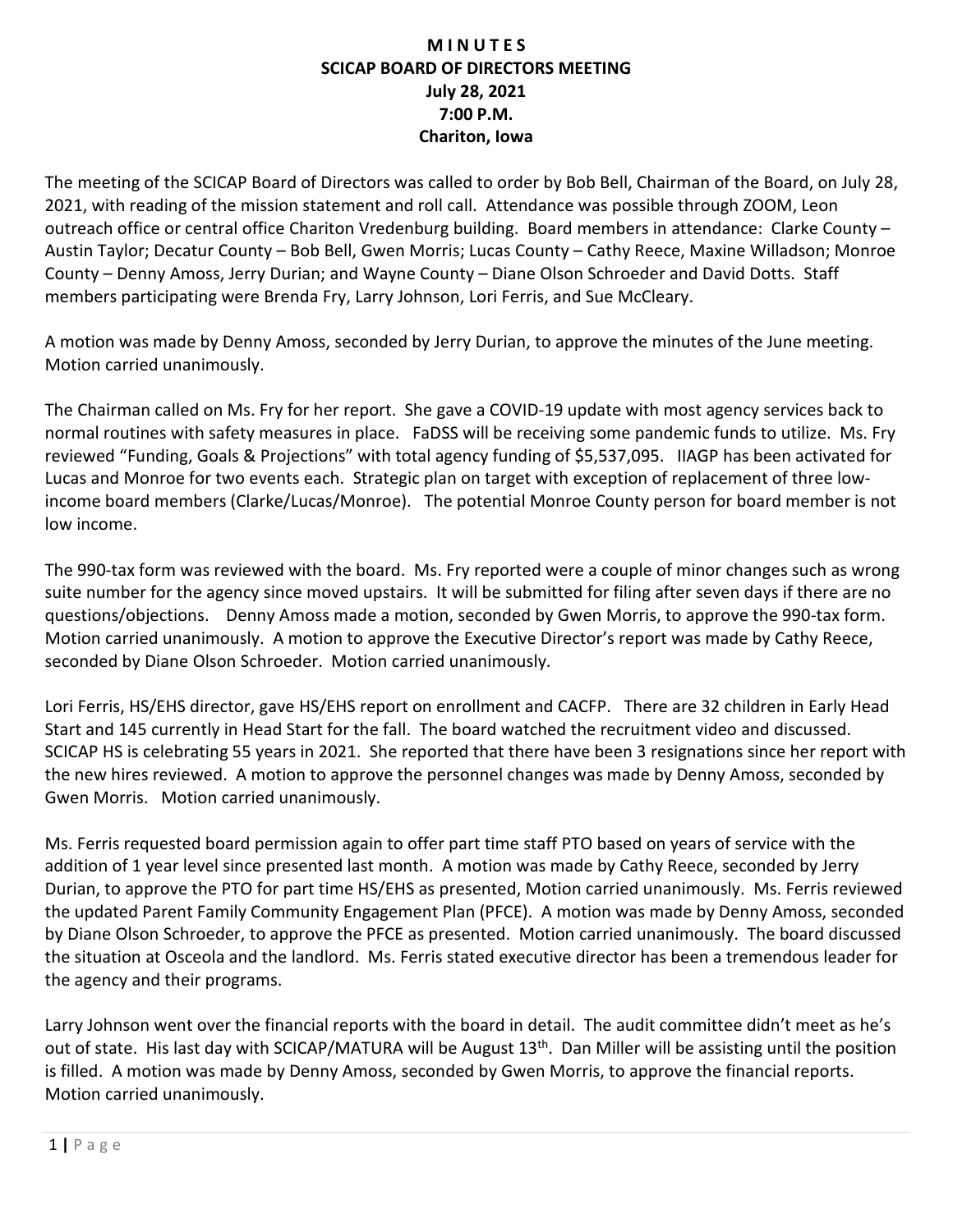# M I N U T E S
## SCICAP BOARD OF DIRECTORS MEETING
### July 28, 2021
### 7:00 P.M.
### Chariton, Iowa

The meeting of the SCICAP Board of Directors was called to order by Bob Bell, Chairman of the Board, on July 28, 2021, with reading of the mission statement and roll call. Attendance was possible through ZOOM, Leon outreach office or central office Chariton Vredenburg building. Board members in attendance: Clarke County – Austin Taylor; Decatur County – Bob Bell, Gwen Morris; Lucas County – Cathy Reece, Maxine Willadson; Monroe County – Denny Amoss, Jerry Durian; and Wayne County – Diane Olson Schroeder and David Dotts. Staff members participating were Brenda Fry, Larry Johnson, Lori Ferris, and Sue McCleary.

A motion was made by Denny Amoss, seconded by Jerry Durian, to approve the minutes of the June meeting. Motion carried unanimously.

The Chairman called on Ms. Fry for her report. She gave a COVID-19 update with most agency services back to normal routines with safety measures in place. FaDSS will be receiving some pandemic funds to utilize. Ms. Fry reviewed "Funding, Goals & Projections" with total agency funding of $5,537,095. IIAGP has been activated for Lucas and Monroe for two events each. Strategic plan on target with exception of replacement of three low-income board members (Clarke/Lucas/Monroe). The potential Monroe County person for board member is not low income.

The 990-tax form was reviewed with the board. Ms. Fry reported were a couple of minor changes such as wrong suite number for the agency since moved upstairs. It will be submitted for filing after seven days if there are no questions/objections. Denny Amoss made a motion, seconded by Gwen Morris, to approve the 990-tax form. Motion carried unanimously. A motion to approve the Executive Director's report was made by Cathy Reece, seconded by Diane Olson Schroeder. Motion carried unanimously.

Lori Ferris, HS/EHS director, gave HS/EHS report on enrollment and CACFP. There are 32 children in Early Head Start and 145 currently in Head Start for the fall. The board watched the recruitment video and discussed. SCICAP HS is celebrating 55 years in 2021. She reported that there have been 3 resignations since her report with the new hires reviewed. A motion to approve the personnel changes was made by Denny Amoss, seconded by Gwen Morris. Motion carried unanimously.

Ms. Ferris requested board permission again to offer part time staff PTO based on years of service with the addition of 1 year level since presented last month. A motion was made by Cathy Reece, seconded by Jerry Durian, to approve the PTO for part time HS/EHS as presented, Motion carried unanimously. Ms. Ferris reviewed the updated Parent Family Community Engagement Plan (PFCE). A motion was made by Denny Amoss, seconded by Diane Olson Schroeder, to approve the PFCE as presented. Motion carried unanimously. The board discussed the situation at Osceola and the landlord. Ms. Ferris stated executive director has been a tremendous leader for the agency and their programs.

Larry Johnson went over the financial reports with the board in detail. The audit committee didn't meet as he's out of state. His last day with SCICAP/MATURA will be August 13th. Dan Miller will be assisting until the position is filled. A motion was made by Denny Amoss, seconded by Gwen Morris, to approve the financial reports. Motion carried unanimously.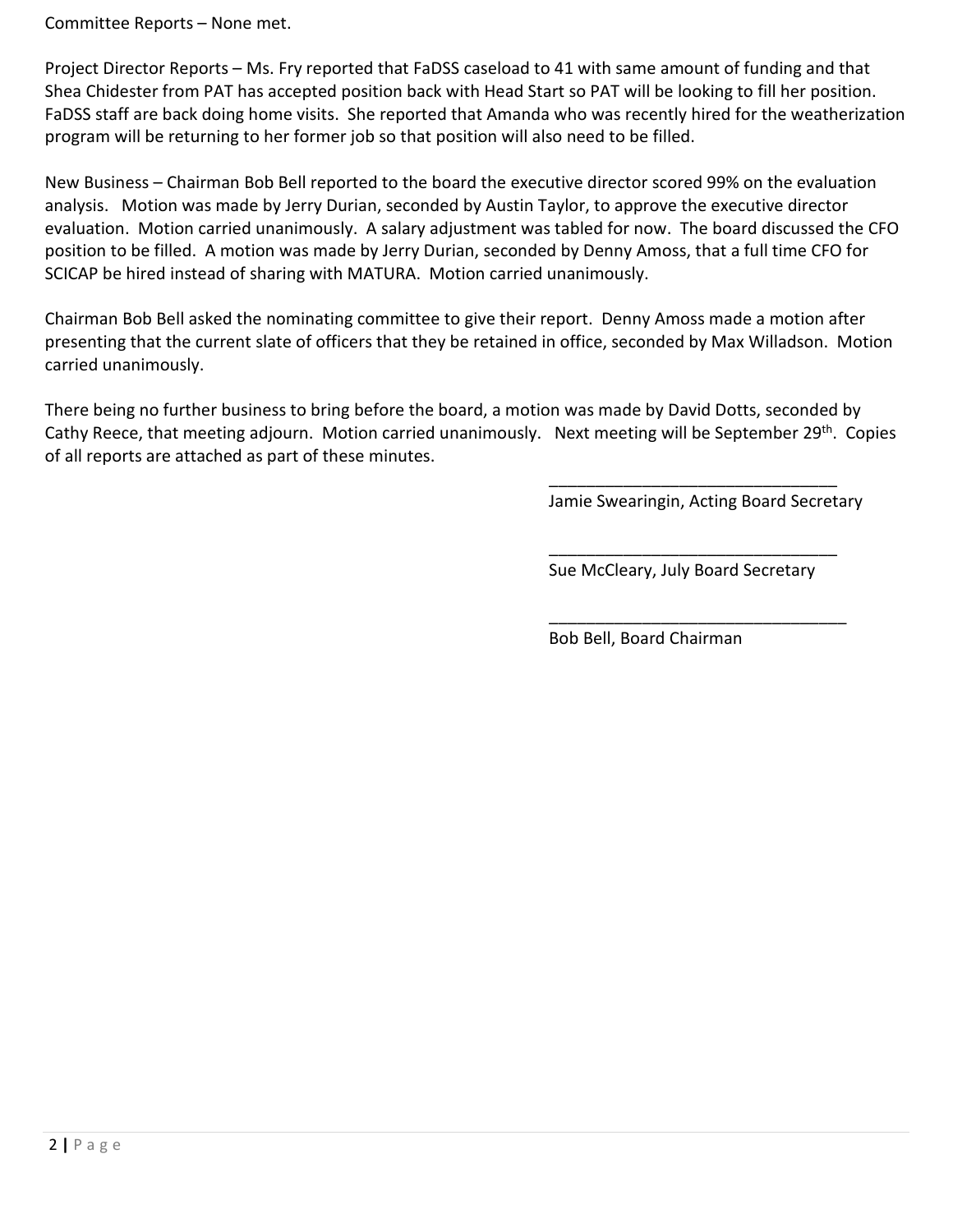Committee Reports – None met.

Project Director Reports – Ms. Fry reported that FaDSS caseload to 41 with same amount of funding and that Shea Chidester from PAT has accepted position back with Head Start so PAT will be looking to fill her position. FaDSS staff are back doing home visits. She reported that Amanda who was recently hired for the weatherization program will be returning to her former job so that position will also need to be filled.

New Business – Chairman Bob Bell reported to the board the executive director scored 99% on the evaluation analysis. Motion was made by Jerry Durian, seconded by Austin Taylor, to approve the executive director evaluation. Motion carried unanimously. A salary adjustment was tabled for now. The board discussed the CFO position to be filled. A motion was made by Jerry Durian, seconded by Denny Amoss, that a full time CFO for SCICAP be hired instead of sharing with MATURA. Motion carried unanimously.

Chairman Bob Bell asked the nominating committee to give their report. Denny Amoss made a motion after presenting that the current slate of officers that they be retained in office, seconded by Max Willadson. Motion carried unanimously.

There being no further business to bring before the board, a motion was made by David Dotts, seconded by Cathy Reece, that meeting adjourn. Motion carried unanimously. Next meeting will be September 29th. Copies of all reports are attached as part of these minutes.

\_\_\_\_\_\_\_\_\_\_\_\_\_\_\_\_\_\_\_\_\_\_\_\_\_\_\_\_\_\_\_\_

Jamie Swearingin, Acting Board Secretary

\_\_\_\_\_\_\_\_\_\_\_\_\_\_\_\_\_\_\_\_\_\_\_\_\_\_\_\_\_\_\_\_

Sue McCleary, July Board Secretary

\_\_\_\_\_\_\_\_\_\_\_\_\_\_\_\_\_\_\_\_\_\_\_\_\_\_\_\_\_\_\_\_

Bob Bell, Board Chairman